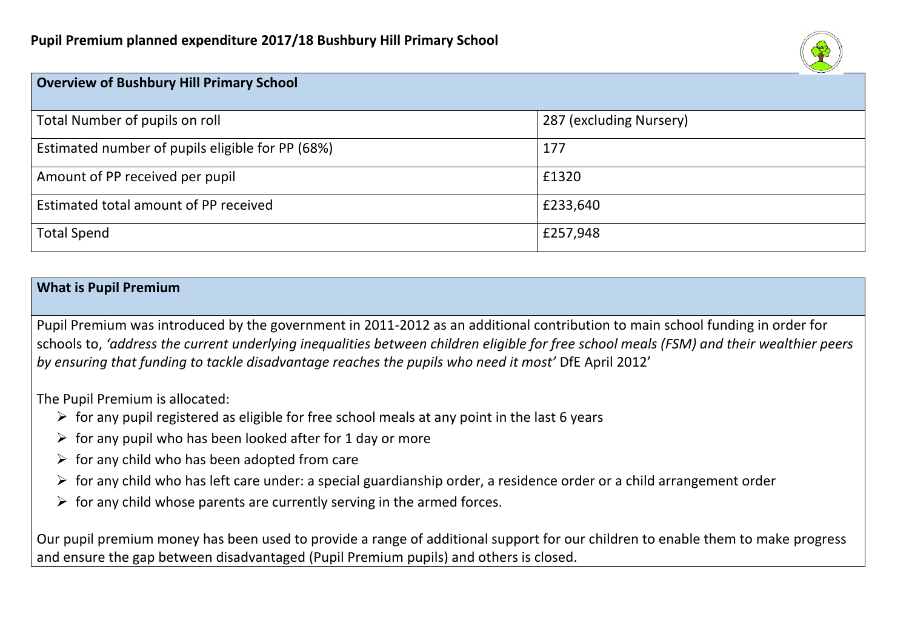**Pupil Premium planned expenditure 2017/18 Bushbury Hill Primary School**

| **Overview of Bushbury Hill Primary School** | |
|---|---|
| Total Number of pupils on roll | 287 (excluding Nursery) |
| Estimated number of pupils eligible for PP (68%) | 177 |
| Amount of PP received per pupil | £1320 |
| Estimated total amount of PP received | £233,640 |
| Total Spend | £257,948 |

**What is Pupil Premium**

Pupil Premium was introduced by the government in 2011-2012 as an additional contribution to main school funding in order for schools to, *'address the current underlying inequalities between children eligible for free school meals (FSM) and their wealthier peers by ensuring that funding to tackle disadvantage reaches the pupils who need it most'* DfE April 2012'

The Pupil Premium is allocated:

- for any pupil registered as eligible for free school meals at any point in the last 6 years
- for any pupil who has been looked after for 1 day or more
- for any child who has been adopted from care
- for any child who has left care under: a special guardianship order, a residence order or a child arrangement order
- for any child whose parents are currently serving in the armed forces.

Our pupil premium money has been used to provide a range of additional support for our children to enable them to make progress and ensure the gap between disadvantaged (Pupil Premium pupils) and others is closed.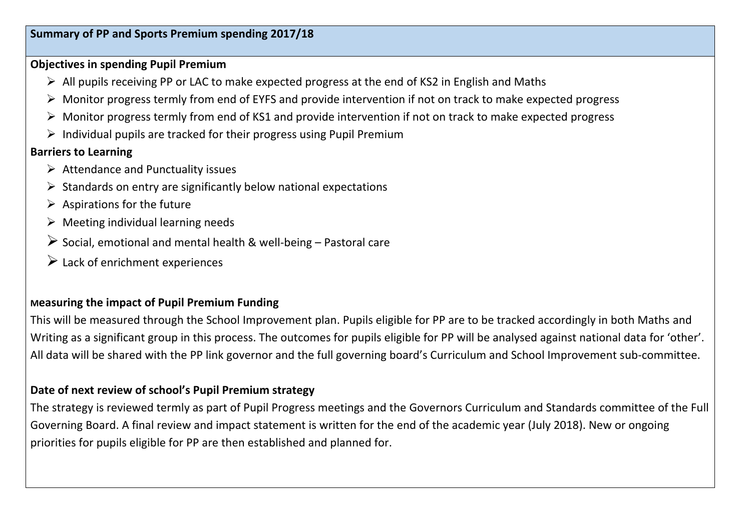## Summary of PP and Sports Premium spending 2017/18

**Objectives in spending Pupil Premium**

- All pupils receiving PP or LAC to make expected progress at the end of KS2 in English and Maths
- Monitor progress termly from end of EYFS and provide intervention if not on track to make expected progress
- Monitor progress termly from end of KS1 and provide intervention if not on track to make expected progress
- Individual pupils are tracked for their progress using Pupil Premium

**Barriers to Learning**

- Attendance and Punctuality issues
- Standards on entry are significantly below national expectations
- Aspirations for the future
- Meeting individual learning needs
- Social, emotional and mental health & well-being – Pastoral care
- Lack of enrichment experiences

**Measuring the impact of Pupil Premium Funding**

This will be measured through the School Improvement plan. Pupils eligible for PP are to be tracked accordingly in both Maths and Writing as a significant group in this process. The outcomes for pupils eligible for PP will be analysed against national data for 'other'. All data will be shared with the PP link governor and the full governing board's Curriculum and School Improvement sub-committee.

**Date of next review of school's Pupil Premium strategy**

The strategy is reviewed termly as part of Pupil Progress meetings and the Governors Curriculum and Standards committee of the Full Governing Board. A final review and impact statement is written for the end of the academic year (July 2018). New or ongoing priorities for pupils eligible for PP are then established and planned for.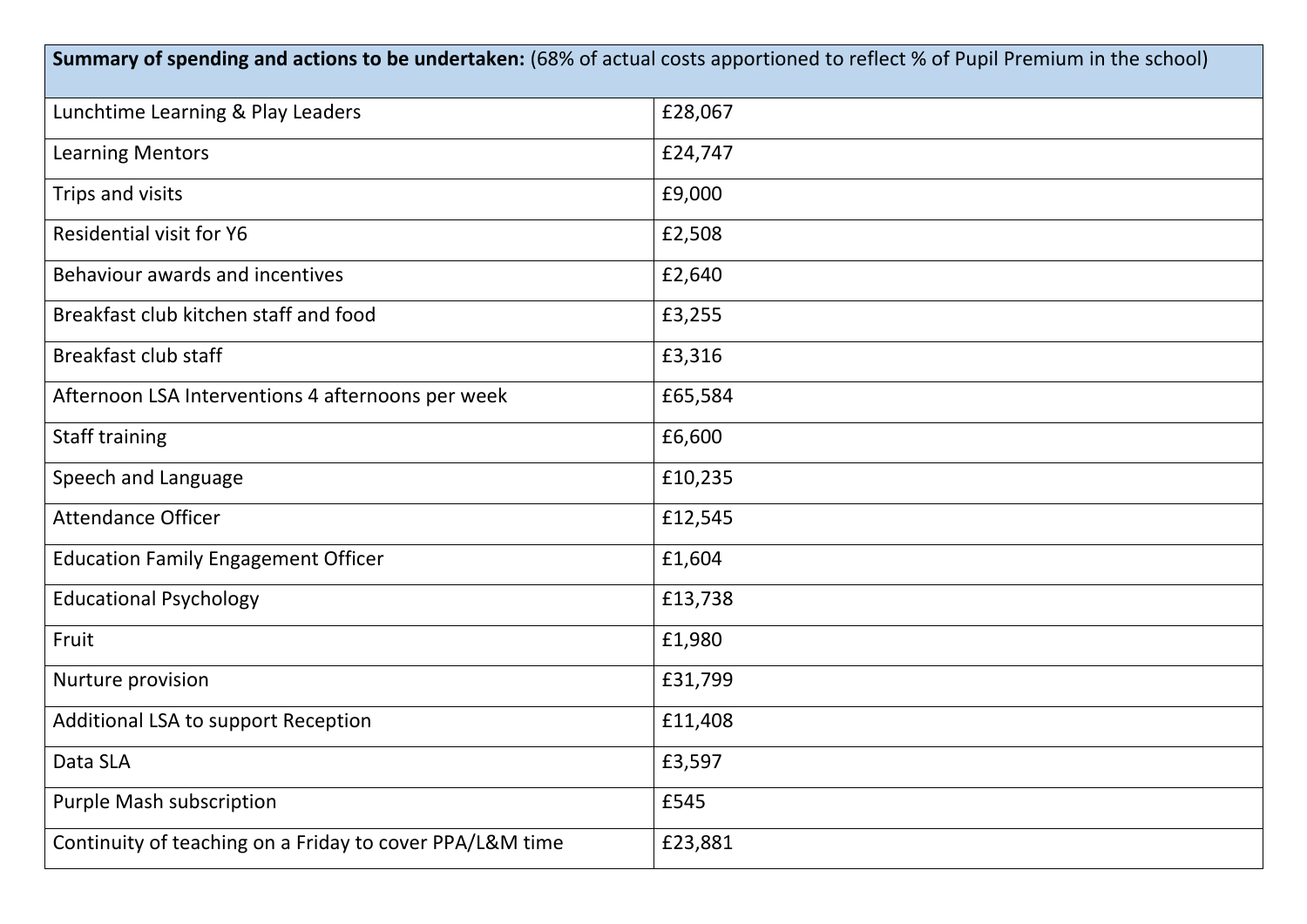| **Summary of spending and actions to be undertaken:** (68% of actual costs apportioned to reflect % of Pupil Premium in the school) | |
|---|---|
| Lunchtime Learning & Play Leaders | £28,067 |
| Learning Mentors | £24,747 |
| Trips and visits | £9,000 |
| Residential visit for Y6 | £2,508 |
| Behaviour awards and incentives | £2,640 |
| Breakfast club kitchen staff and food | £3,255 |
| Breakfast club staff | £3,316 |
| Afternoon LSA Interventions 4 afternoons per week | £65,584 |
| Staff training | £6,600 |
| Speech and Language | £10,235 |
| Attendance Officer | £12,545 |
| Education Family Engagement Officer | £1,604 |
| Educational Psychology | £13,738 |
| Fruit | £1,980 |
| Nurture provision | £31,799 |
| Additional LSA to support Reception | £11,408 |
| Data SLA | £3,597 |
| Purple Mash subscription | £545 |
| Continuity of teaching on a Friday to cover PPA/L&M time | £23,881 |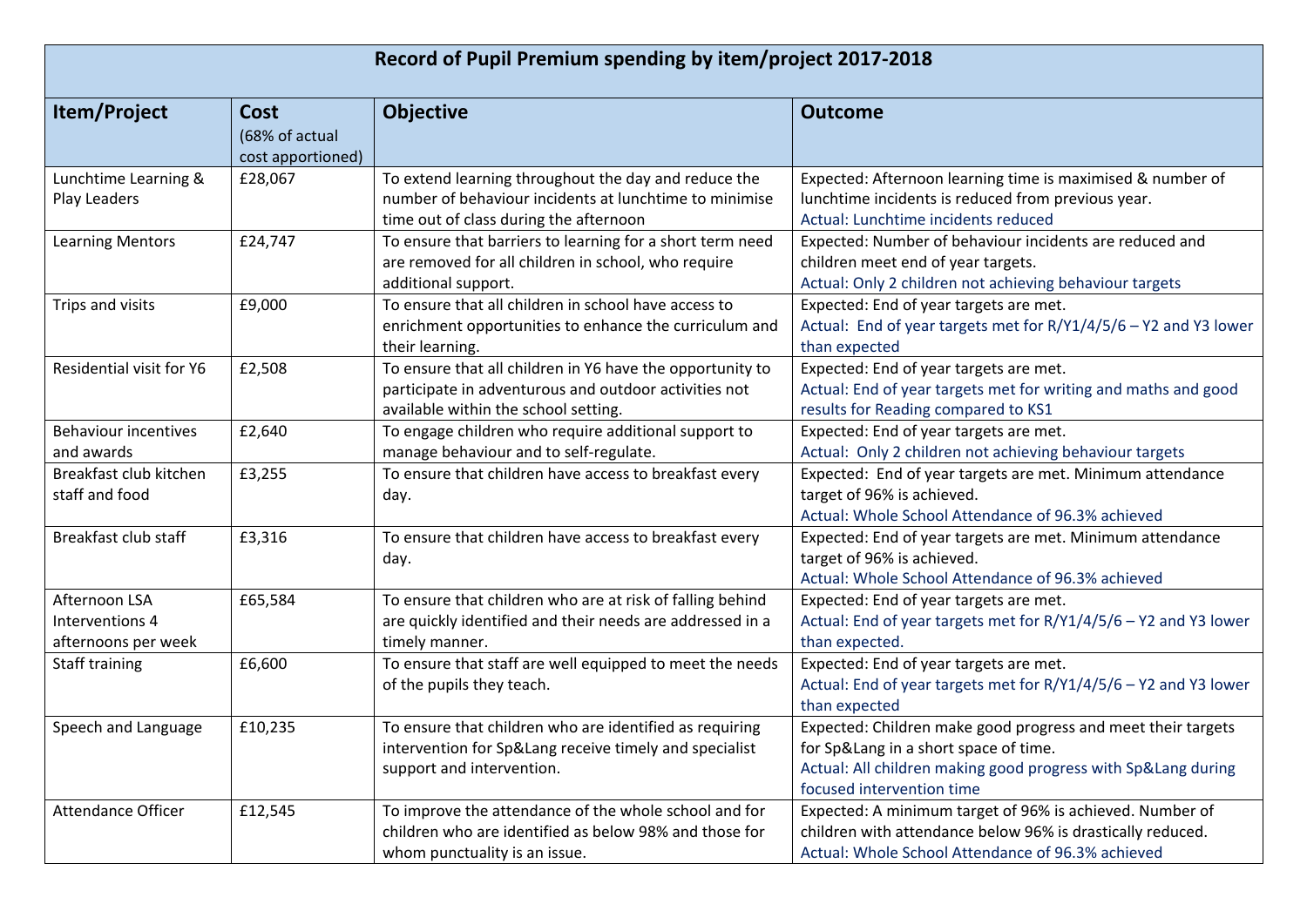| Record of Pupil Premium spending by item/project 2017-2018 | | | |
|---|---|---|---|
| **Item/Project** | **Cost** (68% of actual cost apportioned) | **Objective** | **Outcome** |
| Lunchtime Learning & Play Leaders | £28,067 | To extend learning throughout the day and reduce the number of behaviour incidents at lunchtime to minimise time out of class during the afternoon | Expected: Afternoon learning time is maximised & number of lunchtime incidents is reduced from previous year.<br>Actual: Lunchtime incidents reduced |
| Learning Mentors | £24,747 | To ensure that barriers to learning for a short term need are removed for all children in school, who require additional support. | Expected: Number of behaviour incidents are reduced and children meet end of year targets.<br>Actual: Only 2 children not achieving behaviour targets |
| Trips and visits | £9,000 | To ensure that all children in school have access to enrichment opportunities to enhance the curriculum and their learning. | Expected: End of year targets are met.<br>Actual: End of year targets met for R/Y1/4/5/6 – Y2 and Y3 lower than expected |
| Residential visit for Y6 | £2,508 | To ensure that all children in Y6 have the opportunity to participate in adventurous and outdoor activities not available within the school setting. | Expected: End of year targets are met.<br>Actual: End of year targets met for writing and maths and good results for Reading compared to KS1 |
| Behaviour incentives and awards | £2,640 | To engage children who require additional support to manage behaviour and to self-regulate. | Expected: End of year targets are met.<br>Actual: Only 2 children not achieving behaviour targets |
| Breakfast club kitchen staff and food | £3,255 | To ensure that children have access to breakfast every day. | Expected: End of year targets are met. Minimum attendance target of 96% is achieved.<br>Actual: Whole School Attendance of 96.3% achieved |
| Breakfast club staff | £3,316 | To ensure that children have access to breakfast every day. | Expected: End of year targets are met. Minimum attendance target of 96% is achieved.<br>Actual: Whole School Attendance of 96.3% achieved |
| Afternoon LSA Interventions 4 afternoons per week | £65,584 | To ensure that children who are at risk of falling behind are quickly identified and their needs are addressed in a timely manner. | Expected: End of year targets are met.<br>Actual: End of year targets met for R/Y1/4/5/6 – Y2 and Y3 lower than expected. |
| Staff training | £6,600 | To ensure that staff are well equipped to meet the needs of the pupils they teach. | Expected: End of year targets are met.<br>Actual: End of year targets met for R/Y1/4/5/6 – Y2 and Y3 lower than expected |
| Speech and Language | £10,235 | To ensure that children who are identified as requiring intervention for Sp&Lang receive timely and specialist support and intervention. | Expected: Children make good progress and meet their targets for Sp&Lang in a short space of time.<br>Actual: All children making good progress with Sp&Lang during focused intervention time |
| Attendance Officer | £12,545 | To improve the attendance of the whole school and for children who are identified as below 98% and those for whom punctuality is an issue. | Expected: A minimum target of 96% is achieved. Number of children with attendance below 96% is drastically reduced.<br>Actual: Whole School Attendance of 96.3% achieved |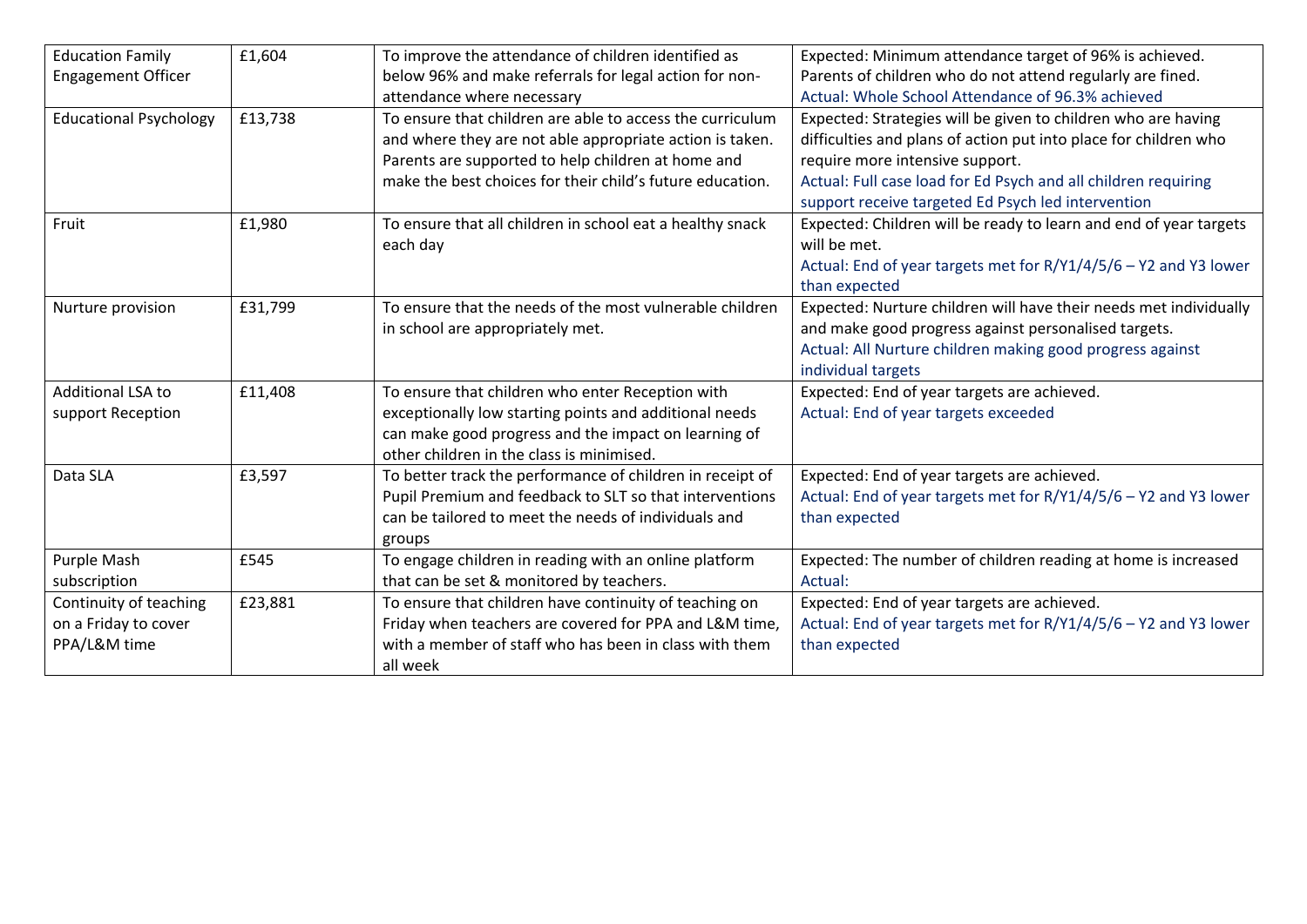| Education Family Engagement Officer | £1,604 | To improve the attendance of children identified as below 96% and make referrals for legal action for non-attendance where necessary | Expected: Minimum attendance target of 96% is achieved. Parents of children who do not attend regularly are fined.<br>Actual: Whole School Attendance of 96.3% achieved |
|---|---|---|---|
| Educational Psychology | £13,738 | To ensure that children are able to access the curriculum and where they are not able appropriate action is taken. Parents are supported to help children at home and make the best choices for their child's future education. | Expected: Strategies will be given to children who are having difficulties and plans of action put into place for children who require more intensive support.<br>Actual: Full case load for Ed Psych and all children requiring support receive targeted Ed Psych led intervention |
| Fruit | £1,980 | To ensure that all children in school eat a healthy snack each day | Expected: Children will be ready to learn and end of year targets will be met.<br>Actual: End of year targets met for R/Y1/4/5/6 – Y2 and Y3 lower than expected |
| Nurture provision | £31,799 | To ensure that the needs of the most vulnerable children in school are appropriately met. | Expected: Nurture children will have their needs met individually and make good progress against personalised targets.<br>Actual: All Nurture children making good progress against individual targets |
| Additional LSA to support Reception | £11,408 | To ensure that children who enter Reception with exceptionally low starting points and additional needs can make good progress and the impact on learning of other children in the class is minimised. | Expected: End of year targets are achieved.<br>Actual: End of year targets exceeded |
| Data SLA | £3,597 | To better track the performance of children in receipt of Pupil Premium and feedback to SLT so that interventions can be tailored to meet the needs of individuals and groups | Expected: End of year targets are achieved.<br>Actual: End of year targets met for R/Y1/4/5/6 – Y2 and Y3 lower than expected |
| Purple Mash subscription | £545 | To engage children in reading with an online platform that can be set & monitored by teachers. | Expected: The number of children reading at home is increased<br>Actual: |
| Continuity of teaching on a Friday to cover PPA/L&M time | £23,881 | To ensure that children have continuity of teaching on Friday when teachers are covered for PPA and L&M time, with a member of staff who has been in class with them all week | Expected: End of year targets are achieved.<br>Actual: End of year targets met for R/Y1/4/5/6 – Y2 and Y3 lower than expected |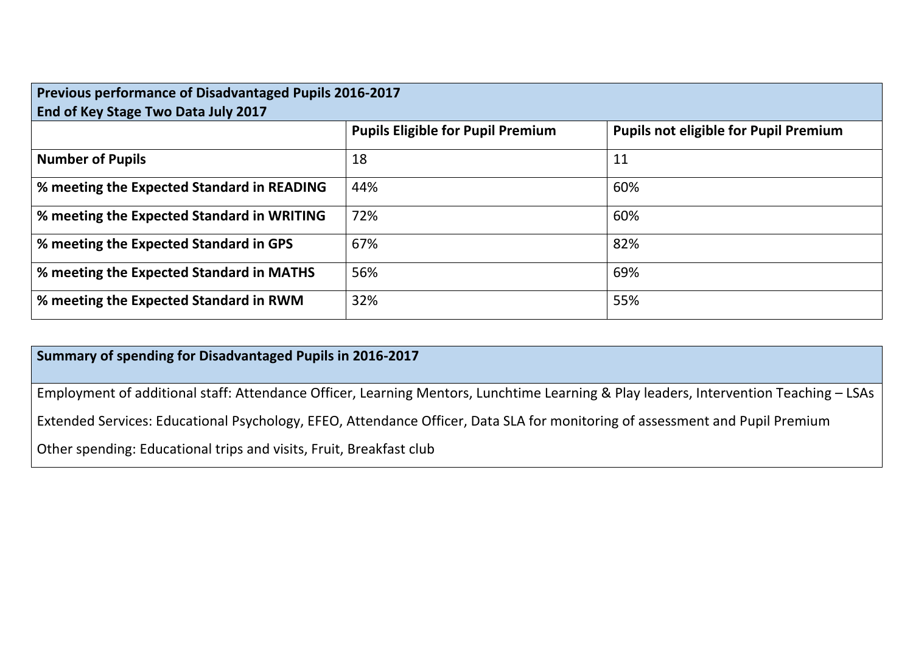| Previous performance of Disadvantaged Pupils 2016-2017<br>End of Key Stage Two Data July 2017 | | |
|---|---|---|
| | **Pupils Eligible for Pupil Premium** | **Pupils not eligible for Pupil Premium** |
| **Number of Pupils** | 18 | 11 |
| **% meeting the Expected Standard in READING** | 44% | 60% |
| **% meeting the Expected Standard in WRITING** | 72% | 60% |
| **% meeting the Expected Standard in GPS** | 67% | 82% |
| **% meeting the Expected Standard in MATHS** | 56% | 69% |
| **% meeting the Expected Standard in RWM** | 32% | 55% |

| Summary of spending for Disadvantaged Pupils in 2016-2017 |
|---|
| Employment of additional staff: Attendance Officer, Learning Mentors, Lunchtime Learning & Play leaders, Intervention Teaching – LSAs |
| Extended Services: Educational Psychology, EFEO, Attendance Officer, Data SLA for monitoring of assessment and Pupil Premium |
| Other spending: Educational trips and visits, Fruit, Breakfast club |